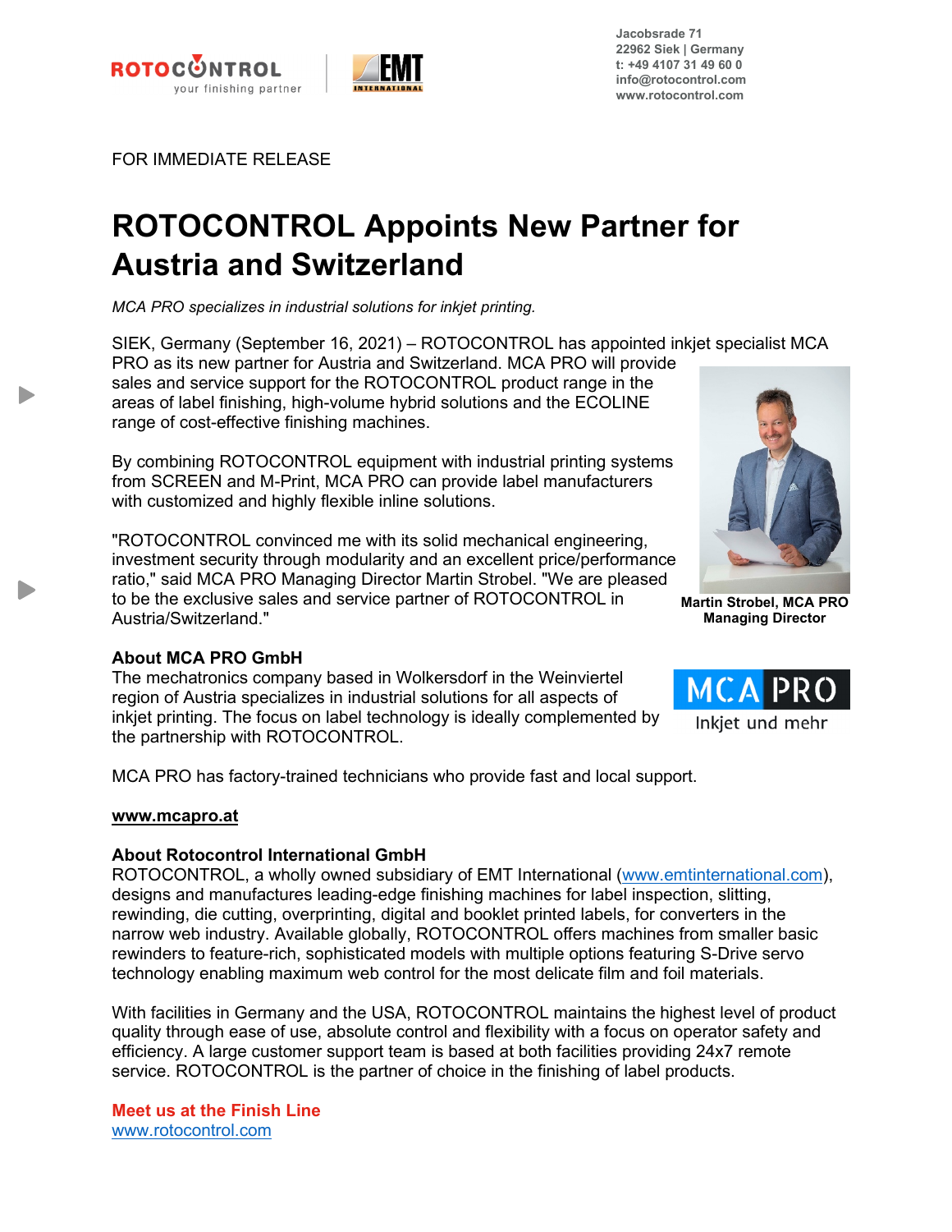Jacobsrade 71
22962 Siek | Germany
t: +49 4107 31 49 60 0
info@rotocontrol.com
www.rotocontrol.com

FOR IMMEDIATE RELEASE

# ROTOCONTROL Appoints New Partner for Austria and Switzerland

*MCA PRO specializes in industrial solutions for inkjet printing.*

SIEK, Germany (September 16, 2021) – ROTOCONTROL has appointed inkjet specialist MCA PRO as its new partner for Austria and Switzerland. MCA PRO will provide sales and service support for the ROTOCONTROL product range in the areas of label finishing, high-volume hybrid solutions and the ECOLINE range of cost-effective finishing machines.

By combining ROTOCONTROL equipment with industrial printing systems from SCREEN and M-Print, MCA PRO can provide label manufacturers with customized and highly flexible inline solutions.

"ROTOCONTROL convinced me with its solid mechanical engineering, investment security through modularity and an excellent price/performance ratio," said MCA PRO Managing Director Martin Strobel. "We are pleased to be the exclusive sales and service partner of ROTOCONTROL in Austria/Switzerland."

**Martin Strobel, MCA PRO Managing Director**

**About MCA PRO GmbH**
The mechatronics company based in Wolkersdorf in the Weinviertel region of Austria specializes in industrial solutions for all aspects of inkjet printing. The focus on label technology is ideally complemented by the partnership with ROTOCONTROL.

MCA PRO has factory-trained technicians who provide fast and local support.

**www.mcapro.at**

**About Rotocontrol International GmbH**
ROTOCONTROL, a wholly owned subsidiary of EMT International (www.emtinternational.com), designs and manufactures leading-edge finishing machines for label inspection, slitting, rewinding, die cutting, overprinting, digital and booklet printed labels, for converters in the narrow web industry. Available globally, ROTOCONTROL offers machines from smaller basic rewinders to feature-rich, sophisticated models with multiple options featuring S-Drive servo technology enabling maximum web control for the most delicate film and foil materials.

With facilities in Germany and the USA, ROTOCONTROL maintains the highest level of product quality through ease of use, absolute control and flexibility with a focus on operator safety and efficiency. A large customer support team is based at both facilities providing 24x7 remote service. ROTOCONTROL is the partner of choice in the finishing of label products.

**Meet us at the Finish Line**
www.rotocontrol.com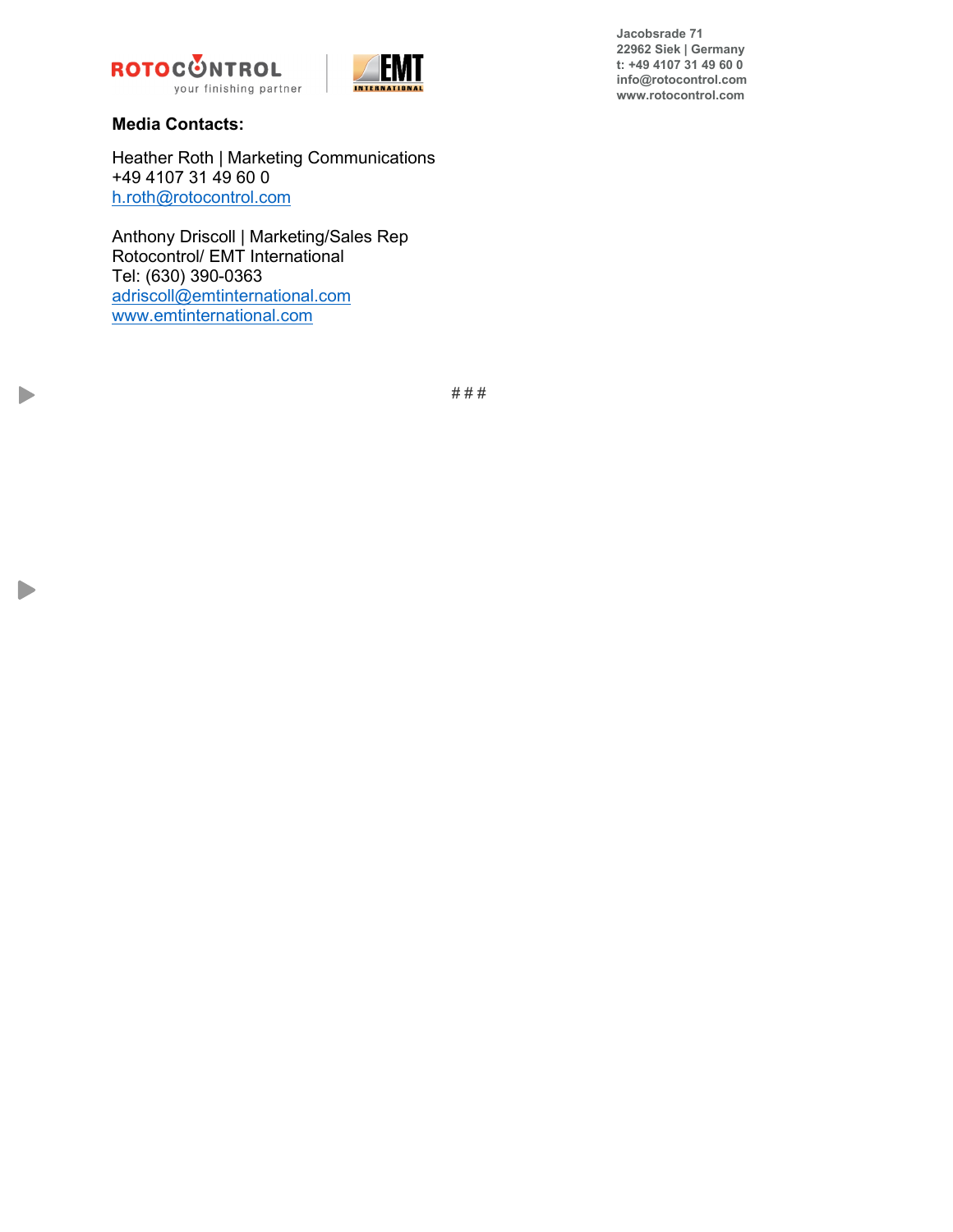Jacobsrade 71
22962 Siek | Germany
t: +49 4107 31 49 60 0
info@rotocontrol.com
www.rotocontrol.com

**Media Contacts:**

Heather Roth | Marketing Communications
+49 4107 31 49 60 0
h.roth@rotocontrol.com

Anthony Driscoll | Marketing/Sales Rep
Rotocontrol/ EMT International
Tel: (630) 390-0363
adriscoll@emtinternational.com
www.emtinternational.com

# # #